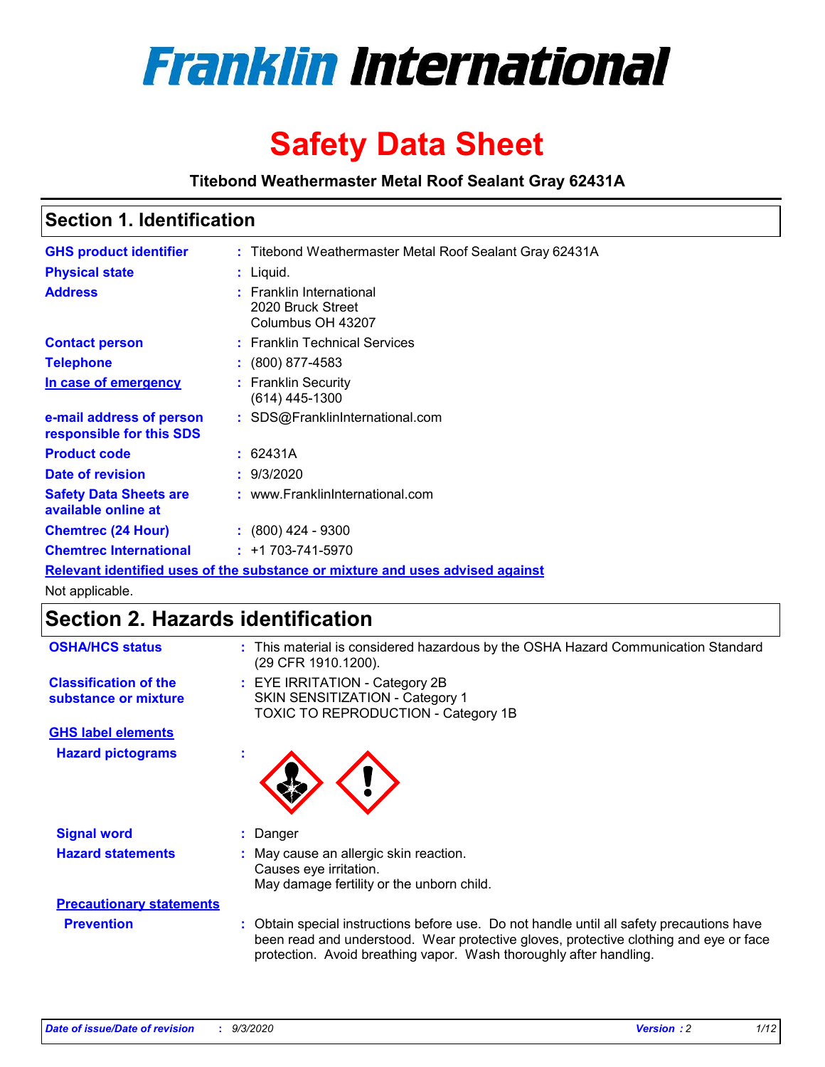# Franklin International

# Safety Data Sheet

**Titebond Weathermaster Metal Roof Sealant Gray 62431A**

## Section 1. Identification

| | | |
|---|---|---|
| **GHS product identifier** | : | Titebond Weathermaster Metal Roof Sealant Gray 62431A |
| **Physical state** | : | Liquid. |
| **Address** | : | Franklin International<br>2020 Bruck Street<br>Columbus OH 43207 |
| **Contact person** | : | Franklin Technical Services |
| **Telephone** | : | (800) 877-4583 |
| **In case of emergency** | : | Franklin Security<br>(614) 445-1300 |
| **e-mail address of person responsible for this SDS** | : | SDS@FranklinInternational.com |
| **Product code** | : | 62431A |
| **Date of revision** | : | 9/3/2020 |
| **Safety Data Sheets are available online at** | : | www.FranklinInternational.com |
| **Chemtrec (24 Hour)** | : | (800) 424 - 9300 |
| **Chemtrec International** | : | +1 703-741-5970 |

**Relevant identified uses of the substance or mixture and uses advised against**

Not applicable.

## Section 2. Hazards identification

| | | |
|---|---|---|
| **OSHA/HCS status** | : | This material is considered hazardous by the OSHA Hazard Communication Standard (29 CFR 1910.1200). |
| **Classification of the substance or mixture** | : | EYE IRRITATION - Category 2B<br>SKIN SENSITIZATION - Category 1<br>TOXIC TO REPRODUCTION - Category 1B |

**GHS label elements**

| | | |
|---|---|---|
| **Hazard pictograms** | : | |
| **Signal word** | : | Danger |
| **Hazard statements** | : | May cause an allergic skin reaction.<br>Causes eye irritation.<br>May damage fertility or the unborn child. |

**Precautionary statements**

| | | |
|---|---|---|
| **Prevention** | : | Obtain special instructions before use. Do not handle until all safety precautions have been read and understood. Wear protective gloves, protective clothing and eye or face protection. Avoid breathing vapor. Wash thoroughly after handling. |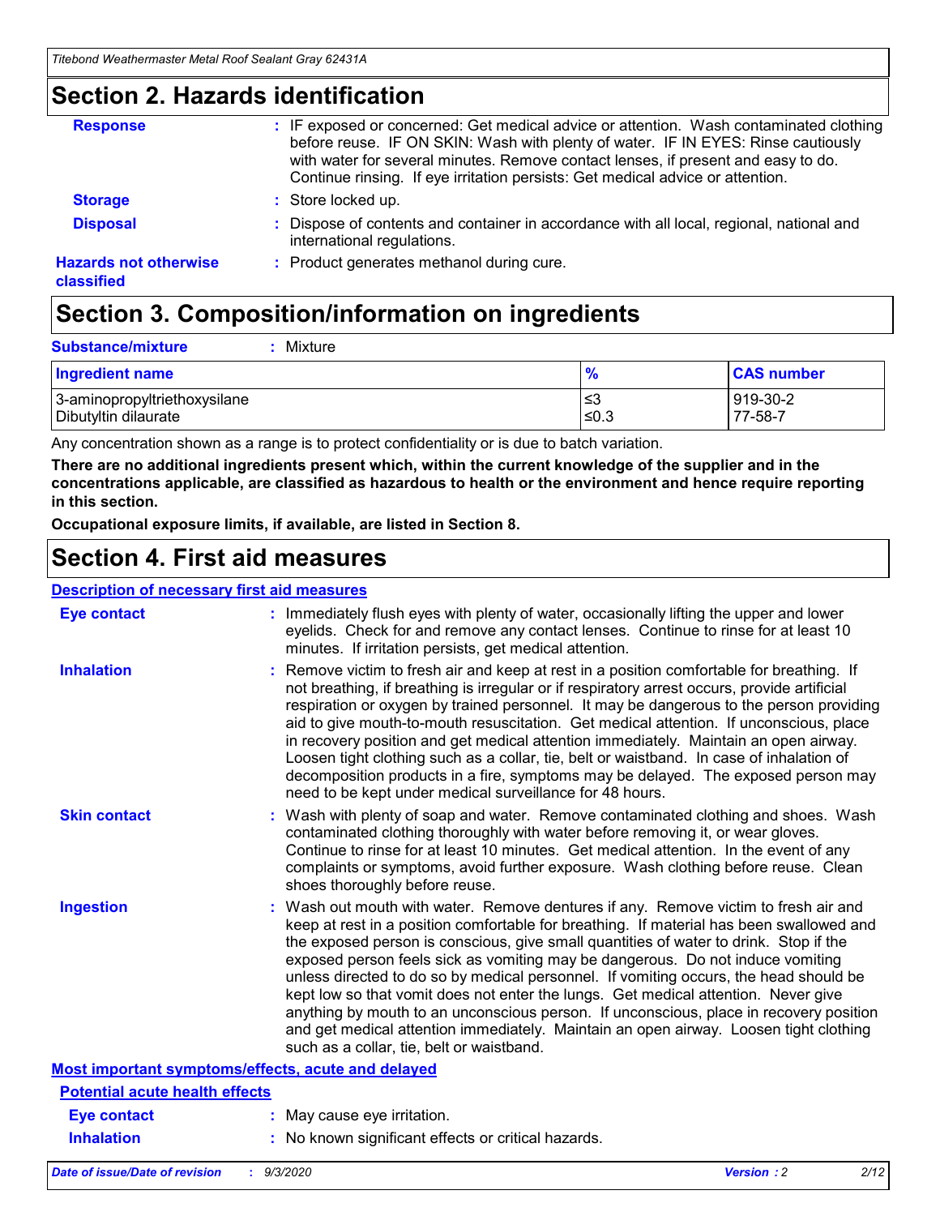## Section 2. Hazards identification

**Response** : IF exposed or concerned: Get medical advice or attention. Wash contaminated clothing before reuse. IF ON SKIN: Wash with plenty of water. IF IN EYES: Rinse cautiously with water for several minutes. Remove contact lenses, if present and easy to do. Continue rinsing. If eye irritation persists: Get medical advice or attention.

**Storage** : Store locked up.

**Disposal** : Dispose of contents and container in accordance with all local, regional, national and international regulations.

**Hazards not otherwise classified** : Product generates methanol during cure.

## Section 3. Composition/information on ingredients

**Substance/mixture** : Mixture

| Ingredient name | % | CAS number |
|---|---|---|
| 3-aminopropyltriethoxysilane | ≤3 | 919-30-2 |
| Dibutyltin dilaurate | ≤0.3 | 77-58-7 |

Any concentration shown as a range is to protect confidentiality or is due to batch variation.

**There are no additional ingredients present which, within the current knowledge of the supplier and in the concentrations applicable, are classified as hazardous to health or the environment and hence require reporting in this section.**

**Occupational exposure limits, if available, are listed in Section 8.**

## Section 4. First aid measures

### Description of necessary first aid measures

**Eye contact** : Immediately flush eyes with plenty of water, occasionally lifting the upper and lower eyelids. Check for and remove any contact lenses. Continue to rinse for at least 10 minutes. If irritation persists, get medical attention.

**Inhalation** : Remove victim to fresh air and keep at rest in a position comfortable for breathing. If not breathing, if breathing is irregular or if respiratory arrest occurs, provide artificial respiration or oxygen by trained personnel. It may be dangerous to the person providing aid to give mouth-to-mouth resuscitation. Get medical attention. If unconscious, place in recovery position and get medical attention immediately. Maintain an open airway. Loosen tight clothing such as a collar, tie, belt or waistband. In case of inhalation of decomposition products in a fire, symptoms may be delayed. The exposed person may need to be kept under medical surveillance for 48 hours.

**Skin contact** : Wash with plenty of soap and water. Remove contaminated clothing and shoes. Wash contaminated clothing thoroughly with water before removing it, or wear gloves. Continue to rinse for at least 10 minutes. Get medical attention. In the event of any complaints or symptoms, avoid further exposure. Wash clothing before reuse. Clean shoes thoroughly before reuse.

**Ingestion** : Wash out mouth with water. Remove dentures if any. Remove victim to fresh air and keep at rest in a position comfortable for breathing. If material has been swallowed and the exposed person is conscious, give small quantities of water to drink. Stop if the exposed person feels sick as vomiting may be dangerous. Do not induce vomiting unless directed to do so by medical personnel. If vomiting occurs, the head should be kept low so that vomit does not enter the lungs. Get medical attention. Never give anything by mouth to an unconscious person. If unconscious, place in recovery position and get medical attention immediately. Maintain an open airway. Loosen tight clothing such as a collar, tie, belt or waistband.

### Most important symptoms/effects, acute and delayed

#### Potential acute health effects

**Eye contact** : May cause eye irritation.

**Inhalation** : No known significant effects or critical hazards.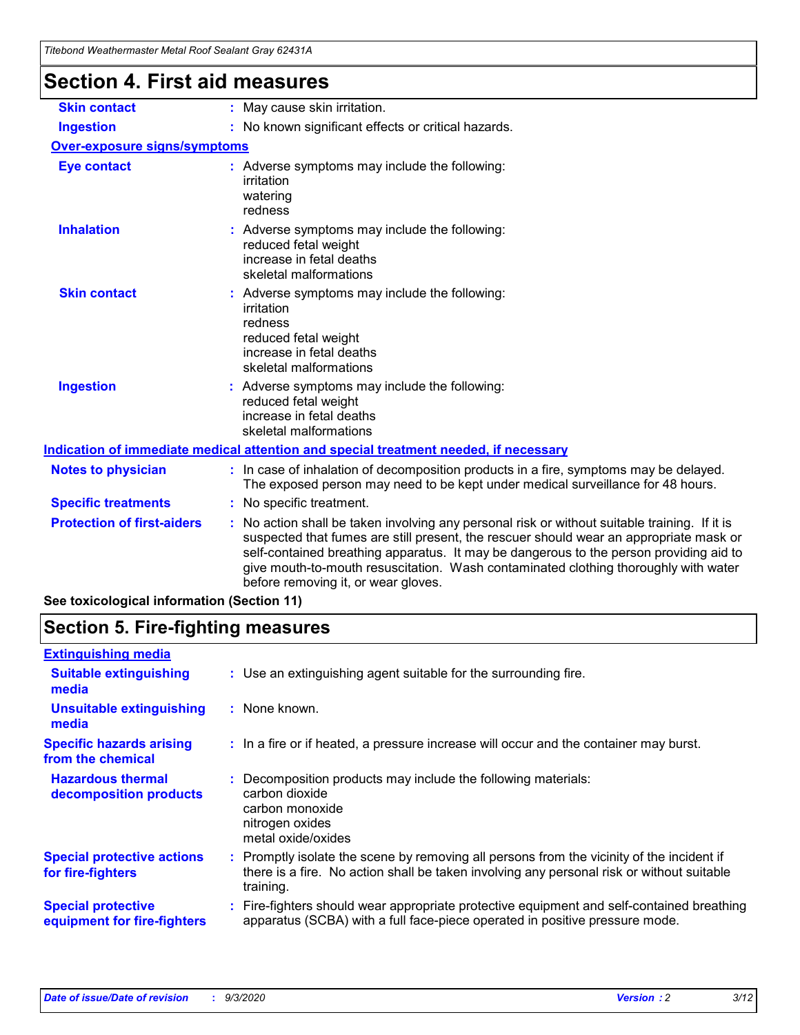# Section 4. First aid measures

| | |
|---|---|
| **Skin contact** | : May cause skin irritation. |
| **Ingestion** | : No known significant effects or critical hazards. |

**Over-exposure signs/symptoms**

| | |
|---|---|
| **Eye contact** | : Adverse symptoms may include the following:<br>irritation<br>watering<br>redness |
| **Inhalation** | : Adverse symptoms may include the following:<br>reduced fetal weight<br>increase in fetal deaths<br>skeletal malformations |
| **Skin contact** | : Adverse symptoms may include the following:<br>irritation<br>redness<br>reduced fetal weight<br>increase in fetal deaths<br>skeletal malformations |
| **Ingestion** | : Adverse symptoms may include the following:<br>reduced fetal weight<br>increase in fetal deaths<br>skeletal malformations |

**Indication of immediate medical attention and special treatment needed, if necessary**

| | |
|---|---|
| **Notes to physician** | : In case of inhalation of decomposition products in a fire, symptoms may be delayed. The exposed person may need to be kept under medical surveillance for 48 hours. |
| **Specific treatments** | : No specific treatment. |
| **Protection of first-aiders** | : No action shall be taken involving any personal risk or without suitable training. If it is suspected that fumes are still present, the rescuer should wear an appropriate mask or self-contained breathing apparatus. It may be dangerous to the person providing aid to give mouth-to-mouth resuscitation. Wash contaminated clothing thoroughly with water before removing it, or wear gloves. |

**See toxicological information (Section 11)**

# Section 5. Fire-fighting measures

**Extinguishing media**

| | |
|---|---|
| **Suitable extinguishing media** | : Use an extinguishing agent suitable for the surrounding fire. |
| **Unsuitable extinguishing media** | : None known. |
| **Specific hazards arising from the chemical** | : In a fire or if heated, a pressure increase will occur and the container may burst. |
| **Hazardous thermal decomposition products** | : Decomposition products may include the following materials:<br>carbon dioxide<br>carbon monoxide<br>nitrogen oxides<br>metal oxide/oxides |
| **Special protective actions for fire-fighters** | : Promptly isolate the scene by removing all persons from the vicinity of the incident if there is a fire. No action shall be taken involving any personal risk or without suitable training. |
| **Special protective equipment for fire-fighters** | : Fire-fighters should wear appropriate protective equipment and self-contained breathing apparatus (SCBA) with a full face-piece operated in positive pressure mode. |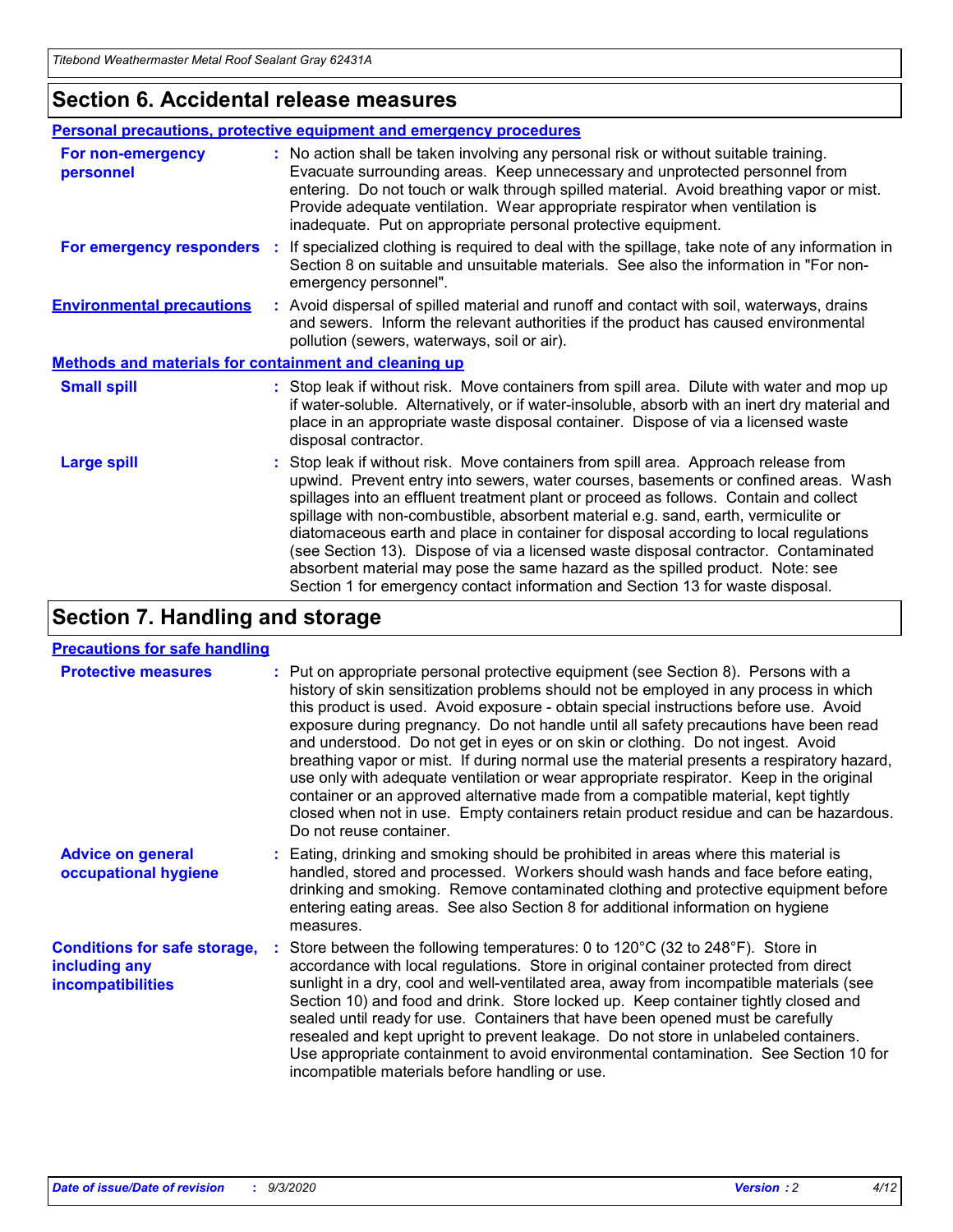## Section 6. Accidental release measures

### Personal precautions, protective equipment and emergency procedures

**For non-emergency personnel** : No action shall be taken involving any personal risk or without suitable training. Evacuate surrounding areas. Keep unnecessary and unprotected personnel from entering. Do not touch or walk through spilled material. Avoid breathing vapor or mist. Provide adequate ventilation. Wear appropriate respirator when ventilation is inadequate. Put on appropriate personal protective equipment.

**For emergency responders** : If specialized clothing is required to deal with the spillage, take note of any information in Section 8 on suitable and unsuitable materials. See also the information in "For non-emergency personnel".

**Environmental precautions** : Avoid dispersal of spilled material and runoff and contact with soil, waterways, drains and sewers. Inform the relevant authorities if the product has caused environmental pollution (sewers, waterways, soil or air).

### Methods and materials for containment and cleaning up

**Small spill** : Stop leak if without risk. Move containers from spill area. Dilute with water and mop up if water-soluble. Alternatively, or if water-insoluble, absorb with an inert dry material and place in an appropriate waste disposal container. Dispose of via a licensed waste disposal contractor.

**Large spill** : Stop leak if without risk. Move containers from spill area. Approach release from upwind. Prevent entry into sewers, water courses, basements or confined areas. Wash spillages into an effluent treatment plant or proceed as follows. Contain and collect spillage with non-combustible, absorbent material e.g. sand, earth, vermiculite or diatomaceous earth and place in container for disposal according to local regulations (see Section 13). Dispose of via a licensed waste disposal contractor. Contaminated absorbent material may pose the same hazard as the spilled product. Note: see Section 1 for emergency contact information and Section 13 for waste disposal.

## Section 7. Handling and storage

### Precautions for safe handling

**Protective measures** : Put on appropriate personal protective equipment (see Section 8). Persons with a history of skin sensitization problems should not be employed in any process in which this product is used. Avoid exposure - obtain special instructions before use. Avoid exposure during pregnancy. Do not handle until all safety precautions have been read and understood. Do not get in eyes or on skin or clothing. Do not ingest. Avoid breathing vapor or mist. If during normal use the material presents a respiratory hazard, use only with adequate ventilation or wear appropriate respirator. Keep in the original container or an approved alternative made from a compatible material, kept tightly closed when not in use. Empty containers retain product residue and can be hazardous. Do not reuse container.

**Advice on general occupational hygiene** : Eating, drinking and smoking should be prohibited in areas where this material is handled, stored and processed. Workers should wash hands and face before eating, drinking and smoking. Remove contaminated clothing and protective equipment before entering eating areas. See also Section 8 for additional information on hygiene measures.

**Conditions for safe storage, including any incompatibilities** : Store between the following temperatures: 0 to 120°C (32 to 248°F). Store in accordance with local regulations. Store in original container protected from direct sunlight in a dry, cool and well-ventilated area, away from incompatible materials (see Section 10) and food and drink. Store locked up. Keep container tightly closed and sealed until ready for use. Containers that have been opened must be carefully resealed and kept upright to prevent leakage. Do not store in unlabeled containers. Use appropriate containment to avoid environmental contamination. See Section 10 for incompatible materials before handling or use.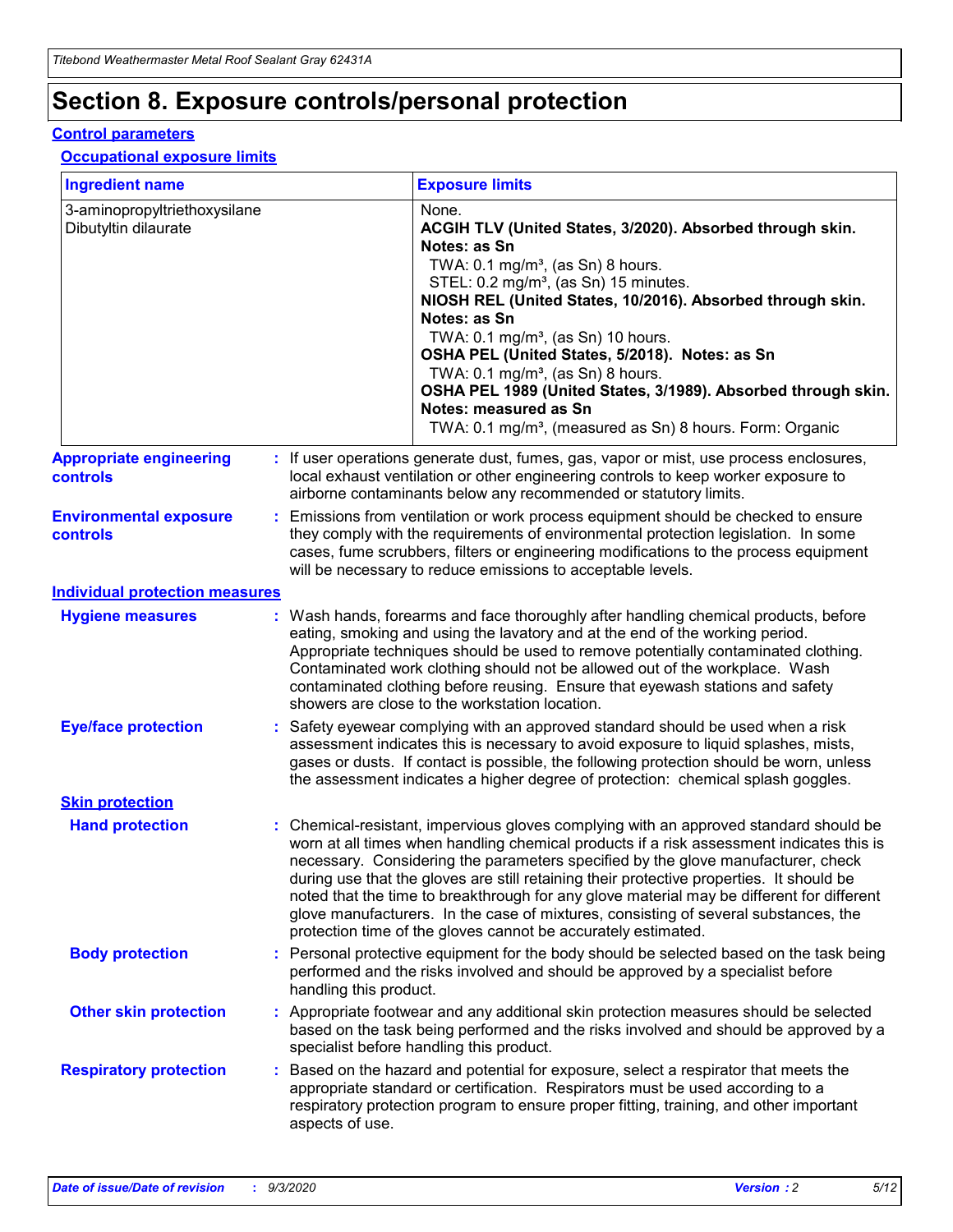# Section 8. Exposure controls/personal protection

## Control parameters

### Occupational exposure limits

| Ingredient name | Exposure limits |
|---|---|
| 3-aminopropyltriethoxysilane | None. |
| Dibutyltin dilaurate | **ACGIH TLV (United States, 3/2020). Absorbed through skin. Notes: as Sn**<br>TWA: 0.1 mg/m³, (as Sn) 8 hours.<br>STEL: 0.2 mg/m³, (as Sn) 15 minutes.<br>**NIOSH REL (United States, 10/2016). Absorbed through skin. Notes: as Sn**<br>TWA: 0.1 mg/m³, (as Sn) 10 hours.<br>**OSHA PEL (United States, 5/2018). Notes: as Sn**<br>TWA: 0.1 mg/m³, (as Sn) 8 hours.<br>**OSHA PEL 1989 (United States, 3/1989). Absorbed through skin. Notes: measured as Sn**<br>TWA: 0.1 mg/m³, (measured as Sn) 8 hours. Form: Organic |

**Appropriate engineering controls** : If user operations generate dust, fumes, gas, vapor or mist, use process enclosures, local exhaust ventilation or other engineering controls to keep worker exposure to airborne contaminants below any recommended or statutory limits.

**Environmental exposure controls** : Emissions from ventilation or work process equipment should be checked to ensure they comply with the requirements of environmental protection legislation. In some cases, fume scrubbers, filters or engineering modifications to the process equipment will be necessary to reduce emissions to acceptable levels.

## Individual protection measures

**Hygiene measures** : Wash hands, forearms and face thoroughly after handling chemical products, before eating, smoking and using the lavatory and at the end of the working period. Appropriate techniques should be used to remove potentially contaminated clothing. Contaminated work clothing should not be allowed out of the workplace. Wash contaminated clothing before reusing. Ensure that eyewash stations and safety showers are close to the workstation location.

**Eye/face protection** : Safety eyewear complying with an approved standard should be used when a risk assessment indicates this is necessary to avoid exposure to liquid splashes, mists, gases or dusts. If contact is possible, the following protection should be worn, unless the assessment indicates a higher degree of protection: chemical splash goggles.

### Skin protection

**Hand protection** : Chemical-resistant, impervious gloves complying with an approved standard should be worn at all times when handling chemical products if a risk assessment indicates this is necessary. Considering the parameters specified by the glove manufacturer, check during use that the gloves are still retaining their protective properties. It should be noted that the time to breakthrough for any glove material may be different for different glove manufacturers. In the case of mixtures, consisting of several substances, the protection time of the gloves cannot be accurately estimated.

**Body protection** : Personal protective equipment for the body should be selected based on the task being performed and the risks involved and should be approved by a specialist before handling this product.

**Other skin protection** : Appropriate footwear and any additional skin protection measures should be selected based on the task being performed and the risks involved and should be approved by a specialist before handling this product.

**Respiratory protection** : Based on the hazard and potential for exposure, select a respirator that meets the appropriate standard or certification. Respirators must be used according to a respiratory protection program to ensure proper fitting, training, and other important aspects of use.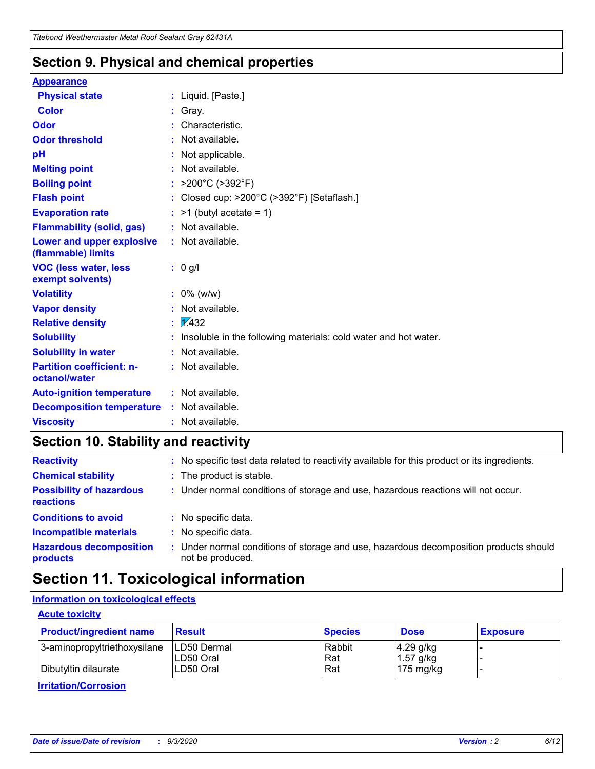## Section 9. Physical and chemical properties

**Appearance**

| | |
|---|---|
| **Physical state** | : Liquid. [Paste.] |
| **Color** | : Gray. |
| **Odor** | : Characteristic. |
| **Odor threshold** | : Not available. |
| **pH** | : Not applicable. |
| **Melting point** | : Not available. |
| **Boiling point** | : >200°C (>392°F) |
| **Flash point** | : Closed cup: >200°C (>392°F) [Setaflash.] |
| **Evaporation rate** | : >1 (butyl acetate = 1) |
| **Flammability (solid, gas)** | : Not available. |
| **Lower and upper explosive (flammable) limits** | : Not available. |
| **VOC (less water, less exempt solvents)** | : 0 g/l |
| **Volatility** | : 0% (w/w) |
| **Vapor density** | : Not available. |
| **Relative density** | : 1.432 |
| **Solubility** | : Insoluble in the following materials: cold water and hot water. |
| **Solubility in water** | : Not available. |
| **Partition coefficient: n-octanol/water** | : Not available. |
| **Auto-ignition temperature** | : Not available. |
| **Decomposition temperature** | : Not available. |
| **Viscosity** | : Not available. |

## Section 10. Stability and reactivity

| | |
|---|---|
| **Reactivity** | : No specific test data related to reactivity available for this product or its ingredients. |
| **Chemical stability** | : The product is stable. |
| **Possibility of hazardous reactions** | : Under normal conditions of storage and use, hazardous reactions will not occur. |
| **Conditions to avoid** | : No specific data. |
| **Incompatible materials** | : No specific data. |
| **Hazardous decomposition products** | : Under normal conditions of storage and use, hazardous decomposition products should not be produced. |

## Section 11. Toxicological information

**Information on toxicological effects**

**Acute toxicity**

| Product/ingredient name | Result | Species | Dose | Exposure |
|---|---|---|---|---|
| 3-aminopropyltriethoxysilane | LD50 Dermal | Rabbit | 4.29 g/kg | - |
| | LD50 Oral | Rat | 1.57 g/kg | - |
| Dibutyltin dilaurate | LD50 Oral | Rat | 175 mg/kg | - |

**Irritation/Corrosion**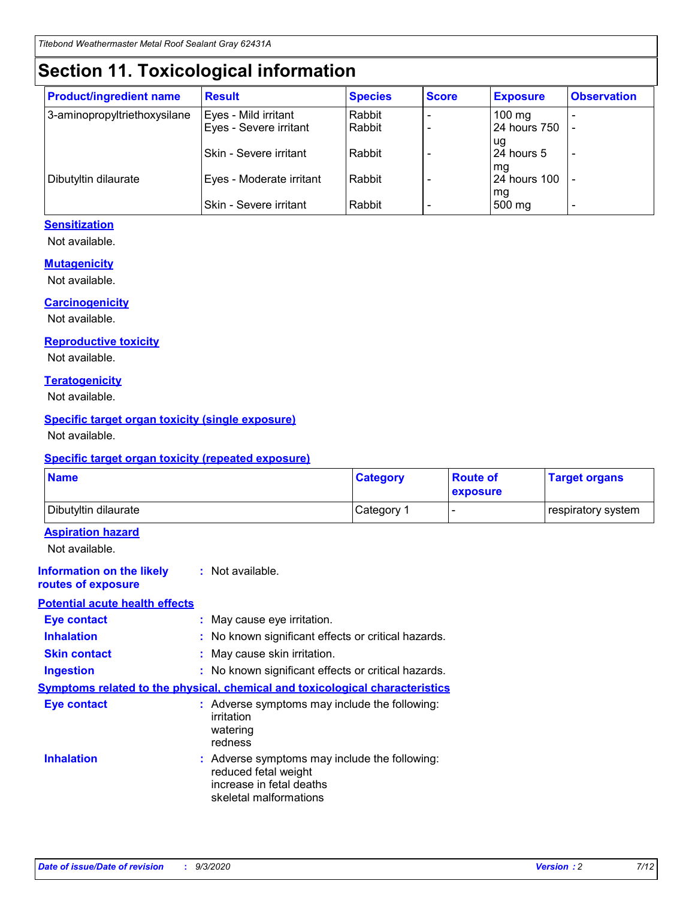# Section 11. Toxicological information

| Product/ingredient name | Result | Species | Score | Exposure | Observation |
|---|---|---|---|---|---|
| 3-aminopropyltriethoxysilane | Eyes - Mild irritant | Rabbit | - | 100 mg | - |
| | Eyes - Severe irritant | Rabbit | - | 24 hours 750 ug | - |
| | Skin - Severe irritant | Rabbit | - | 24 hours 5 mg | - |
| Dibutyltin dilaurate | Eyes - Moderate irritant | Rabbit | - | 24 hours 100 mg | - |
| | Skin - Severe irritant | Rabbit | - | 500 mg | - |

### Sensitization

Not available.

### Mutagenicity

Not available.

### Carcinogenicity

Not available.

### Reproductive toxicity

Not available.

### Teratogenicity

Not available.

### Specific target organ toxicity (single exposure)

Not available.

### Specific target organ toxicity (repeated exposure)

| Name | Category | Route of exposure | Target organs |
|---|---|---|---|
| Dibutyltin dilaurate | Category 1 | - | respiratory system |

### Aspiration hazard

Not available.

**Information on the likely routes of exposure** : Not available.

### Potential acute health effects

**Eye contact** : May cause eye irritation.

**Inhalation** : No known significant effects or critical hazards.

**Skin contact** : May cause skin irritation.

**Ingestion** : No known significant effects or critical hazards.

### Symptoms related to the physical, chemical and toxicological characteristics

**Eye contact** : Adverse symptoms may include the following:
irritation
watering
redness

**Inhalation** : Adverse symptoms may include the following:
reduced fetal weight
increase in fetal deaths
skeletal malformations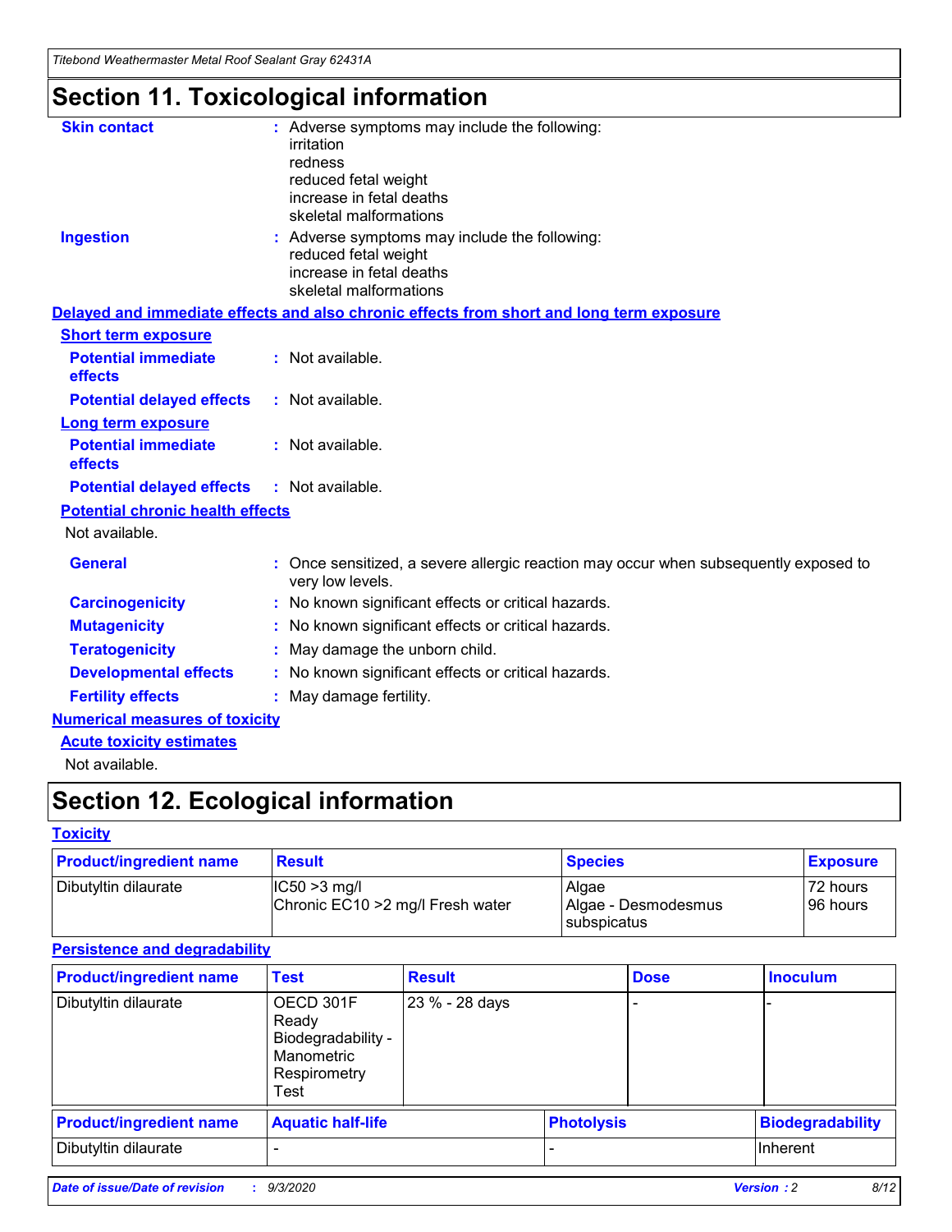# Section 11. Toxicological information

**Skin contact** : Adverse symptoms may include the following:
irritation
redness
reduced fetal weight
increase in fetal deaths
skeletal malformations

**Ingestion** : Adverse symptoms may include the following:
reduced fetal weight
increase in fetal deaths
skeletal malformations

**Delayed and immediate effects and also chronic effects from short and long term exposure**

**Short term exposure**

**Potential immediate effects** : Not available.

**Potential delayed effects** : Not available.

**Long term exposure**

**Potential immediate effects** : Not available.

**Potential delayed effects** : Not available.

**Potential chronic health effects**

Not available.

**General** : Once sensitized, a severe allergic reaction may occur when subsequently exposed to very low levels.

**Carcinogenicity** : No known significant effects or critical hazards.

**Mutagenicity** : No known significant effects or critical hazards.

**Teratogenicity** : May damage the unborn child.

**Developmental effects** : No known significant effects or critical hazards.

**Fertility effects** : May damage fertility.

**Numerical measures of toxicity**

**Acute toxicity estimates**

Not available.

# Section 12. Ecological information

**Toxicity**

| Product/ingredient name | Result | Species | Exposure |
|---|---|---|---|
| Dibutyltin dilaurate | IC50 >3 mg/l<br>Chronic EC10 >2 mg/l Fresh water | Algae<br>Algae - Desmodesmus subspicatus | 72 hours<br>96 hours |

**Persistence and degradability**

| Product/ingredient name | Test | Result | Dose | Inoculum |
|---|---|---|---|---|
| Dibutyltin dilaurate | OECD 301F Ready Biodegradability - Manometric Respirometry Test | 23 % - 28 days | - | - |

| Product/ingredient name | Aquatic half-life | Photolysis | Biodegradability |
|---|---|---|---|
| Dibutyltin dilaurate | - | - | Inherent |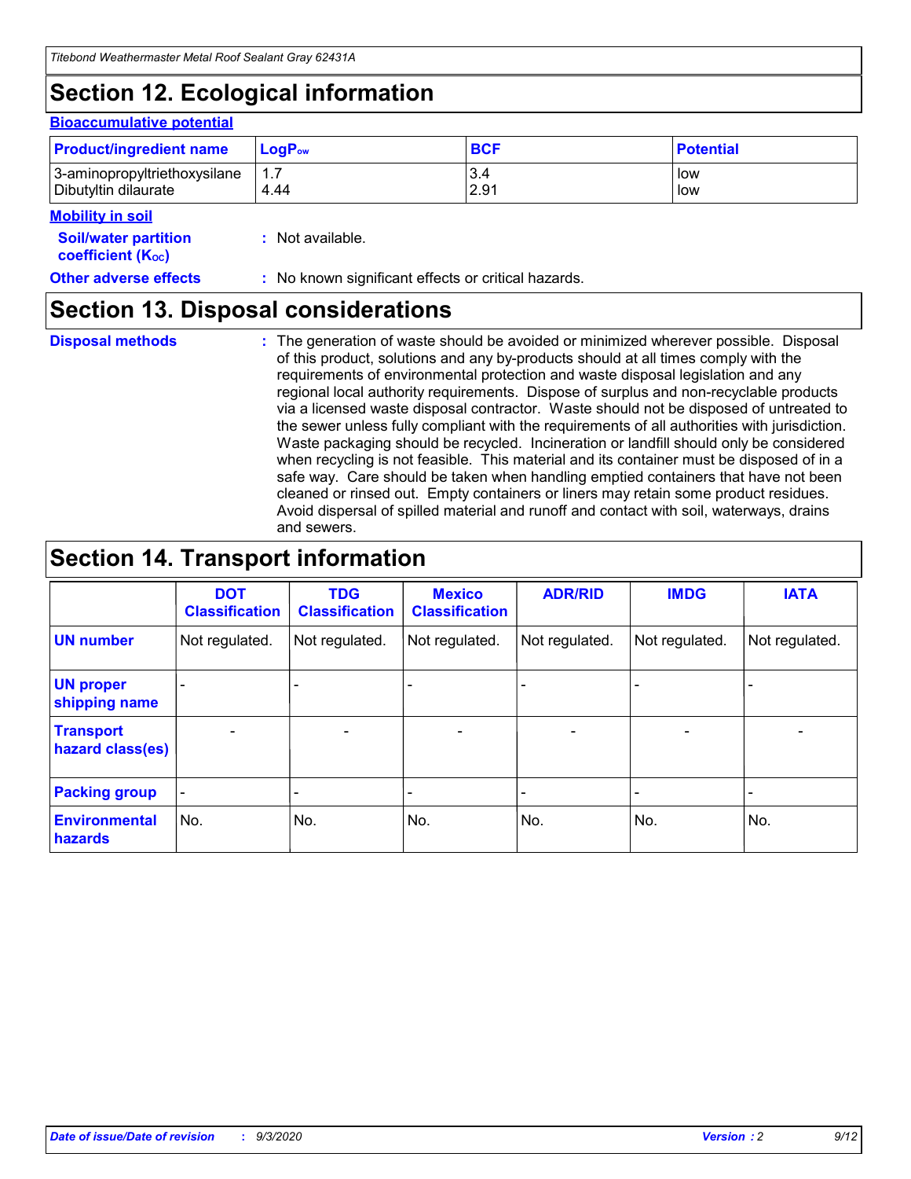## Section 12. Ecological information

### Bioaccumulative potential

| Product/ingredient name | $LogP_{ow}$ | BCF | Potential |
|---|---|---|---|
| 3-aminopropyltriethoxysilane | 1.7 | 3.4 | low |
| Dibutyltin dilaurate | 4.44 | 2.91 | low |

### Mobility in soil

**Soil/water partition coefficient ($K_{OC}$)** : Not available.

**Other adverse effects** : No known significant effects or critical hazards.

## Section 13. Disposal considerations

**Disposal methods** : The generation of waste should be avoided or minimized wherever possible. Disposal of this product, solutions and any by-products should at all times comply with the requirements of environmental protection and waste disposal legislation and any regional local authority requirements. Dispose of surplus and non-recyclable products via a licensed waste disposal contractor. Waste should not be disposed of untreated to the sewer unless fully compliant with the requirements of all authorities with jurisdiction. Waste packaging should be recycled. Incineration or landfill should only be considered when recycling is not feasible. This material and its container must be disposed of in a safe way. Care should be taken when handling emptied containers that have not been cleaned or rinsed out. Empty containers or liners may retain some product residues. Avoid dispersal of spilled material and runoff and contact with soil, waterways, drains and sewers.

## Section 14. Transport information

| | DOT Classification | TDG Classification | Mexico Classification | ADR/RID | IMDG | IATA |
|---|---|---|---|---|---|---|
| UN number | Not regulated. | Not regulated. | Not regulated. | Not regulated. | Not regulated. | Not regulated. |
| UN proper shipping name | - | - | - | - | - | - |
| Transport hazard class(es) | - | - | - | - | - | - |
| Packing group | - | - | - | - | - | - |
| Environmental hazards | No. | No. | No. | No. | No. | No. |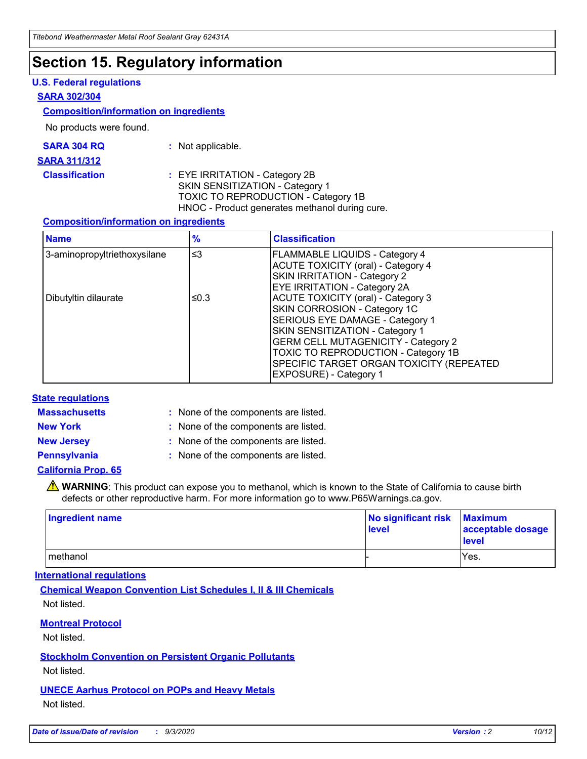# Section 15. Regulatory information

## U.S. Federal regulations

### SARA 302/304

#### Composition/information on ingredients

No products were found.

**SARA 304 RQ** : Not applicable.

### SARA 311/312

**Classification** : EYE IRRITATION - Category 2B
SKIN SENSITIZATION - Category 1
TOXIC TO REPRODUCTION - Category 1B
HNOC - Product generates methanol during cure.

#### Composition/information on ingredients

| Name | % | Classification |
|---|---|---|
| 3-aminopropyltriethoxysilane | ≤3 | FLAMMABLE LIQUIDS - Category 4<br>ACUTE TOXICITY (oral) - Category 4<br>SKIN IRRITATION - Category 2<br>EYE IRRITATION - Category 2A |
| Dibutyltin dilaurate | ≤0.3 | ACUTE TOXICITY (oral) - Category 3<br>SKIN CORROSION - Category 1C<br>SERIOUS EYE DAMAGE - Category 1<br>SKIN SENSITIZATION - Category 1<br>GERM CELL MUTAGENICITY - Category 2<br>TOXIC TO REPRODUCTION - Category 1B<br>SPECIFIC TARGET ORGAN TOXICITY (REPEATED EXPOSURE) - Category 1 |

## State regulations

**Massachusetts** : None of the components are listed.

**New York** : None of the components are listed.

**New Jersey** : None of the components are listed.

**Pennsylvania** : None of the components are listed.

### California Prop. 65

⚠ **WARNING**: This product can expose you to methanol, which is known to the State of California to cause birth defects or other reproductive harm. For more information go to www.P65Warnings.ca.gov.

| Ingredient name | No significant risk level | Maximum acceptable dosage level |
|---|---|---|
| methanol | - | Yes. |

## International regulations

### Chemical Weapon Convention List Schedules I, II & III Chemicals

Not listed.

### Montreal Protocol

Not listed.

### Stockholm Convention on Persistent Organic Pollutants

Not listed.

### UNECE Aarhus Protocol on POPs and Heavy Metals

Not listed.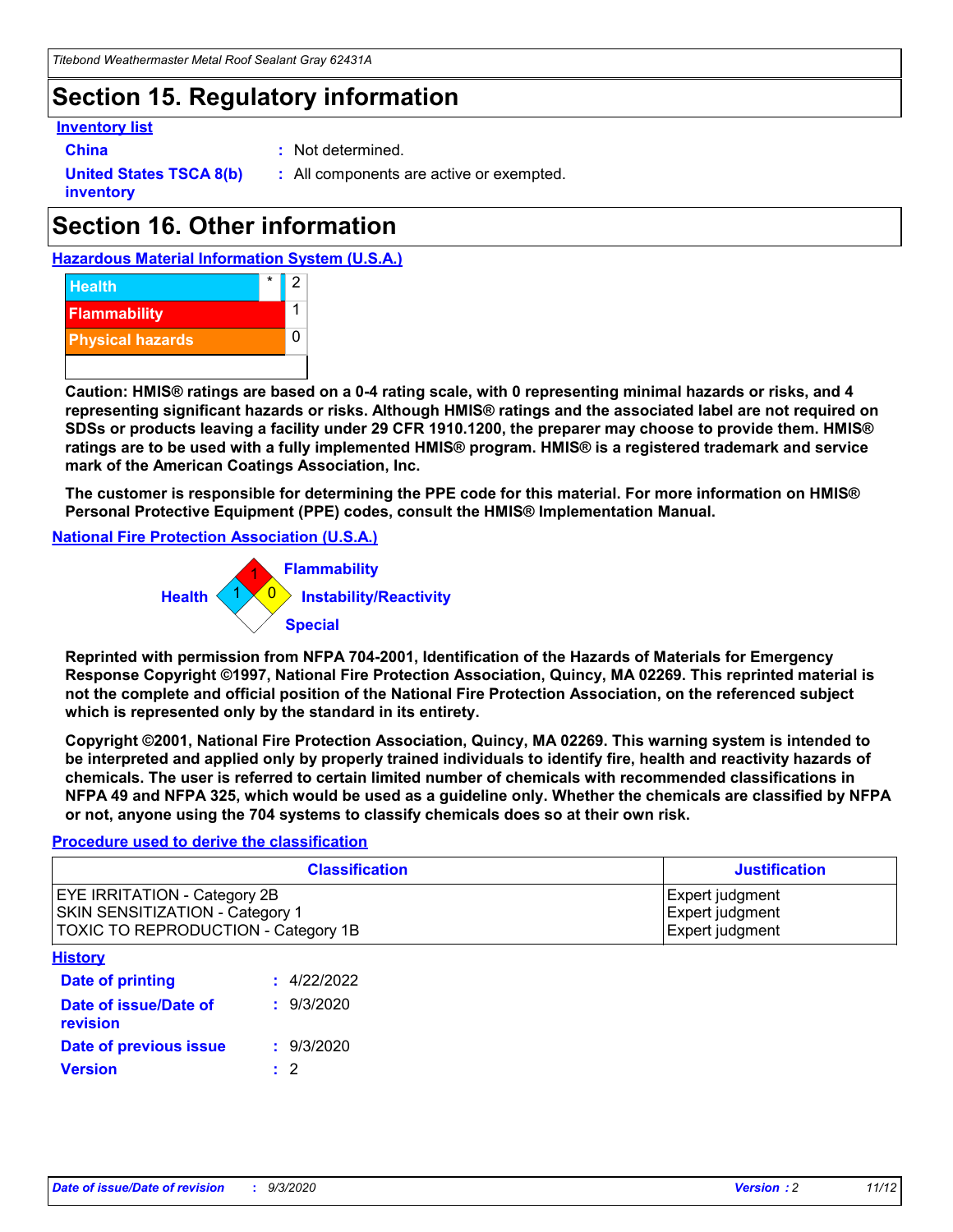# Section 15. Regulatory information

**Inventory list**

**China** : Not determined.

**United States TSCA 8(b) inventory** : All components are active or exempted.

# Section 16. Other information

**Hazardous Material Information System (U.S.A.)**

| | | |
|---|---|---|
| Health | * | 2 |
| Flammability | | 1 |
| Physical hazards | | 0 |

**Caution: HMIS® ratings are based on a 0-4 rating scale, with 0 representing minimal hazards or risks, and 4 representing significant hazards or risks. Although HMIS® ratings and the associated label are not required on SDSs or products leaving a facility under 29 CFR 1910.1200, the preparer may choose to provide them. HMIS® ratings are to be used with a fully implemented HMIS® program. HMIS® is a registered trademark and service mark of the American Coatings Association, Inc.**

**The customer is responsible for determining the PPE code for this material. For more information on HMIS® Personal Protective Equipment (PPE) codes, consult the HMIS® Implementation Manual.**

**National Fire Protection Association (U.S.A.)**

Flammability: 1
Health: 1
Instability/Reactivity: 0
Special:

**Reprinted with permission from NFPA 704-2001, Identification of the Hazards of Materials for Emergency Response Copyright ©1997, National Fire Protection Association, Quincy, MA 02269. This reprinted material is not the complete and official position of the National Fire Protection Association, on the referenced subject which is represented only by the standard in its entirety.**

**Copyright ©2001, National Fire Protection Association, Quincy, MA 02269. This warning system is intended to be interpreted and applied only by properly trained individuals to identify fire, health and reactivity hazards of chemicals. The user is referred to certain limited number of chemicals with recommended classifications in NFPA 49 and NFPA 325, which would be used as a guideline only. Whether the chemicals are classified by NFPA or not, anyone using the 704 systems to classify chemicals does so at their own risk.**

**Procedure used to derive the classification**

| Classification | Justification |
|---|---|
| EYE IRRITATION - Category 2B | Expert judgment |
| SKIN SENSITIZATION - Category 1 | Expert judgment |
| TOXIC TO REPRODUCTION - Category 1B | Expert judgment |

**History**

**Date of printing** : 4/22/2022

**Date of issue/Date of revision** : 9/3/2020

**Date of previous issue** : 9/3/2020

**Version** : 2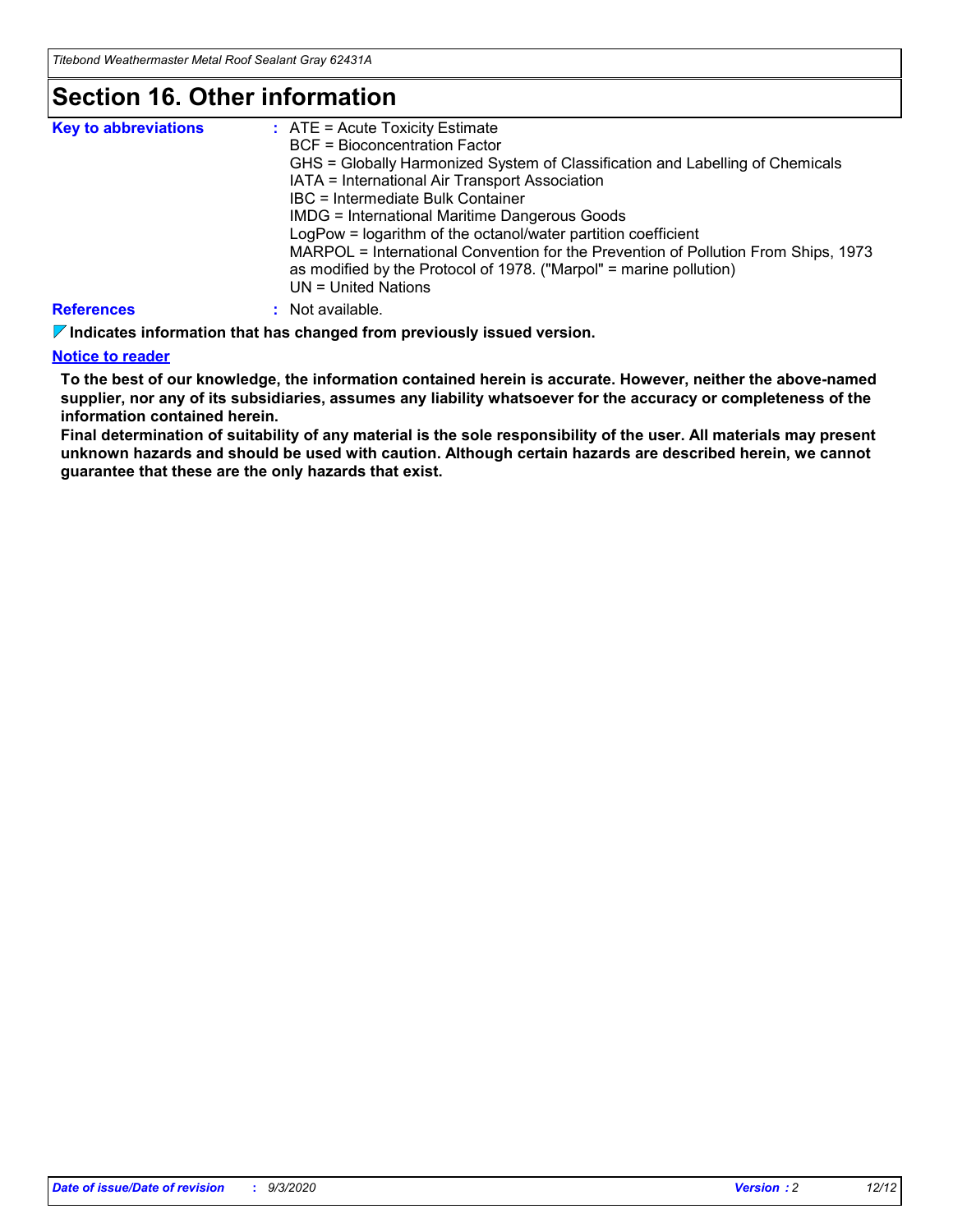# Section 16. Other information

| | | |
|---|---|---|
| **Key to abbreviations** | : | ATE = Acute Toxicity Estimate<br>BCF = Bioconcentration Factor<br>GHS = Globally Harmonized System of Classification and Labelling of Chemicals<br>IATA = International Air Transport Association<br>IBC = Intermediate Bulk Container<br>IMDG = International Maritime Dangerous Goods<br>LogPow = logarithm of the octanol/water partition coefficient<br>MARPOL = International Convention for the Prevention of Pollution From Ships, 1973 as modified by the Protocol of 1978. ("Marpol" = marine pollution)<br>UN = United Nations |
| **References** | : | Not available. |

**Indicates information that has changed from previously issued version.**

**Notice to reader**

**To the best of our knowledge, the information contained herein is accurate. However, neither the above-named supplier, nor any of its subsidiaries, assumes any liability whatsoever for the accuracy or completeness of the information contained herein.**

**Final determination of suitability of any material is the sole responsibility of the user. All materials may present unknown hazards and should be used with caution. Although certain hazards are described herein, we cannot guarantee that these are the only hazards that exist.**